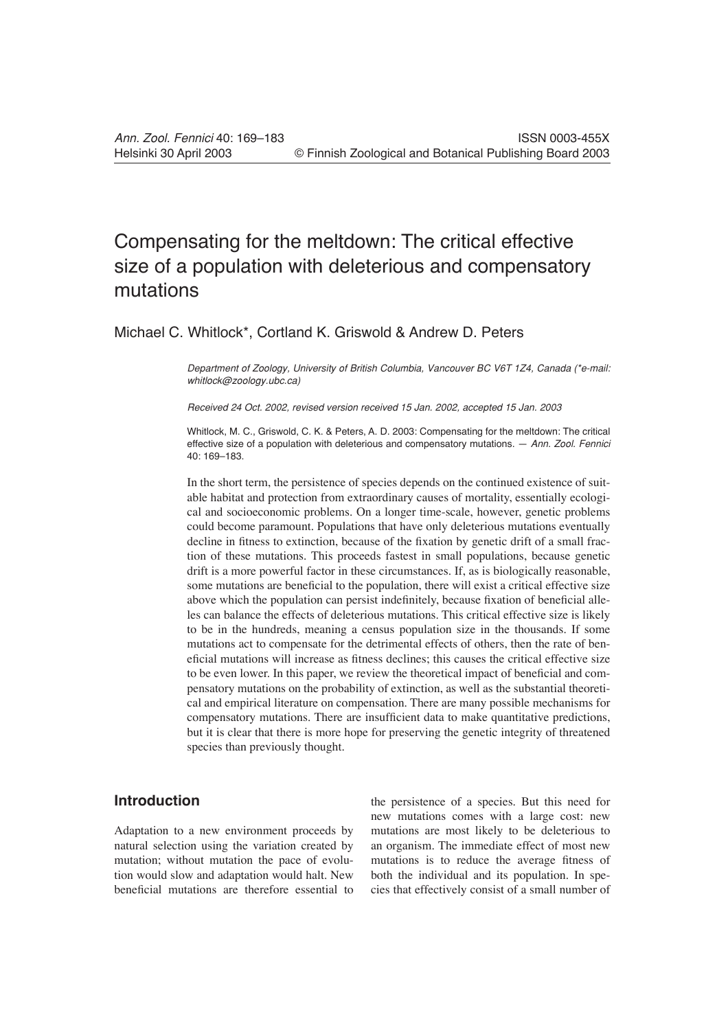# Compensating for the meltdown: The critical effective size of a population with deleterious and compensatory mutations

Michael C. Whitlock*, Cortland K. Griswold & Andrew D. Peters

*Department of Zoology, University of British Columbia, Vancouver BC V6T 1Z4, Canada (*e-mail: whitlock@zoology.ubc.ca)*

*Received 24 Oct. 2002, revised version received 15 Jan. 2002, accepted 15 Jan. 2003*

Whitlock, M. C., Griswold, C. K. & Peters, A. D. 2003: Compensating for the meltdown: The critical effective size of a population with deleterious and compensatory mutations. — *Ann. Zool. Fennici* 40: 169–183.

In the short term, the persistence of species depends on the continued existence of suitable habitat and protection from extraordinary causes of mortality, essentially ecological and socioeconomic problems. On a longer time-scale, however, genetic problems could become paramount. Populations that have only deleterious mutations eventually decline in fitness to extinction, because of the fixation by genetic drift of a small fraction of these mutations. This proceeds fastest in small populations, because genetic drift is a more powerful factor in these circumstances. If, as is biologically reasonable, some mutations are beneficial to the population, there will exist a critical effective size above which the population can persist indefinitely, because fixation of beneficial alleles can balance the effects of deleterious mutations. This critical effective size is likely to be in the hundreds, meaning a census population size in the thousands. If some mutations act to compensate for the detrimental effects of others, then the rate of beneficial mutations will increase as fitness declines; this causes the critical effective size to be even lower. In this paper, we review the theoretical impact of beneficial and compensatory mutations on the probability of extinction, as well as the substantial theoretical and empirical literature on compensation. There are many possible mechanisms for compensatory mutations. There are insufficient data to make quantitative predictions, but it is clear that there is more hope for preserving the genetic integrity of threatened species than previously thought.

## Introduction

Adaptation to a new environment proceeds by natural selection using the variation created by mutation; without mutation the pace of evolution would slow and adaptation would halt. New beneficial mutations are therefore essential to the persistence of a species. But this need for new mutations comes with a large cost: new mutations are most likely to be deleterious to an organism. The immediate effect of most new mutations is to reduce the average fitness of both the individual and its population. In species that effectively consist of a small number of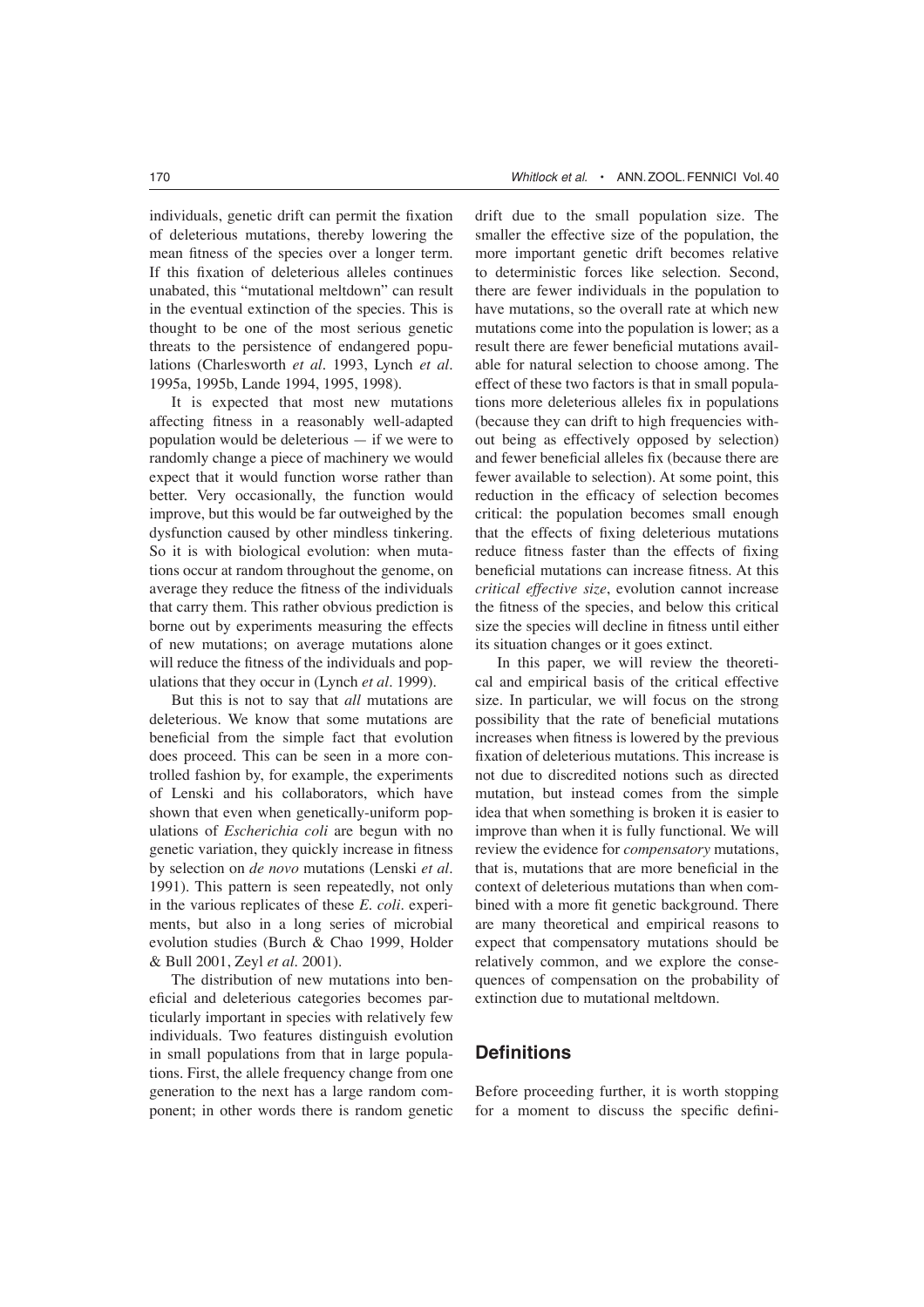individuals, genetic drift can permit the fixation of deleterious mutations, thereby lowering the mean fitness of the species over a longer term. If this fixation of deleterious alleles continues unabated, this "mutational meltdown" can result in the eventual extinction of the species. This is thought to be one of the most serious genetic threats to the persistence of endangered populations (Charlesworth *et al*. 1993, Lynch *et al*. 1995a, 1995b, Lande 1994, 1995, 1998).

It is expected that most new mutations affecting fitness in a reasonably well-adapted population would be deleterious — if we were to randomly change a piece of machinery we would expect that it would function worse rather than better. Very occasionally, the function would improve, but this would be far outweighed by the dysfunction caused by other mindless tinkering. So it is with biological evolution: when mutations occur at random throughout the genome, on average they reduce the fitness of the individuals that carry them. This rather obvious prediction is borne out by experiments measuring the effects of new mutations; on average mutations alone will reduce the fitness of the individuals and populations that they occur in (Lynch *et al*. 1999).

But this is not to say that *all* mutations are deleterious. We know that some mutations are beneficial from the simple fact that evolution does proceed. This can be seen in a more controlled fashion by, for example, the experiments of Lenski and his collaborators, which have shown that even when genetically-uniform populations of *Escherichia coli* are begun with no genetic variation, they quickly increase in fitness by selection on *de novo* mutations (Lenski *et al*. 1991). This pattern is seen repeatedly, not only in the various replicates of these *E. coli*. experiments, but also in a long series of microbial evolution studies (Burch & Chao 1999, Holder & Bull 2001, Zeyl *et al*. 2001).

The distribution of new mutations into beneficial and deleterious categories becomes particularly important in species with relatively few individuals. Two features distinguish evolution in small populations from that in large populations. First, the allele frequency change from one generation to the next has a large random component; in other words there is random genetic drift due to the small population size. The smaller the effective size of the population, the more important genetic drift becomes relative to deterministic forces like selection. Second, there are fewer individuals in the population to have mutations, so the overall rate at which new mutations come into the population is lower; as a result there are fewer beneficial mutations available for natural selection to choose among. The effect of these two factors is that in small populations more deleterious alleles fix in populations (because they can drift to high frequencies without being as effectively opposed by selection) and fewer beneficial alleles fix (because there are fewer available to selection). At some point, this reduction in the efficacy of selection becomes critical: the population becomes small enough that the effects of fixing deleterious mutations reduce fitness faster than the effects of fixing beneficial mutations can increase fitness. At this *critical effective size*, evolution cannot increase the fitness of the species, and below this critical size the species will decline in fitness until either its situation changes or it goes extinct.

In this paper, we will review the theoretical and empirical basis of the critical effective size. In particular, we will focus on the strong possibility that the rate of beneficial mutations increases when fitness is lowered by the previous fixation of deleterious mutations. This increase is not due to discredited notions such as directed mutation, but instead comes from the simple idea that when something is broken it is easier to improve than when it is fully functional. We will review the evidence for *compensatory* mutations, that is, mutations that are more beneficial in the context of deleterious mutations than when combined with a more fit genetic background. There are many theoretical and empirical reasons to expect that compensatory mutations should be relatively common, and we explore the consequences of compensation on the probability of extinction due to mutational meltdown.

## Definitions

Before proceeding further, it is worth stopping for a moment to discuss the specific defini-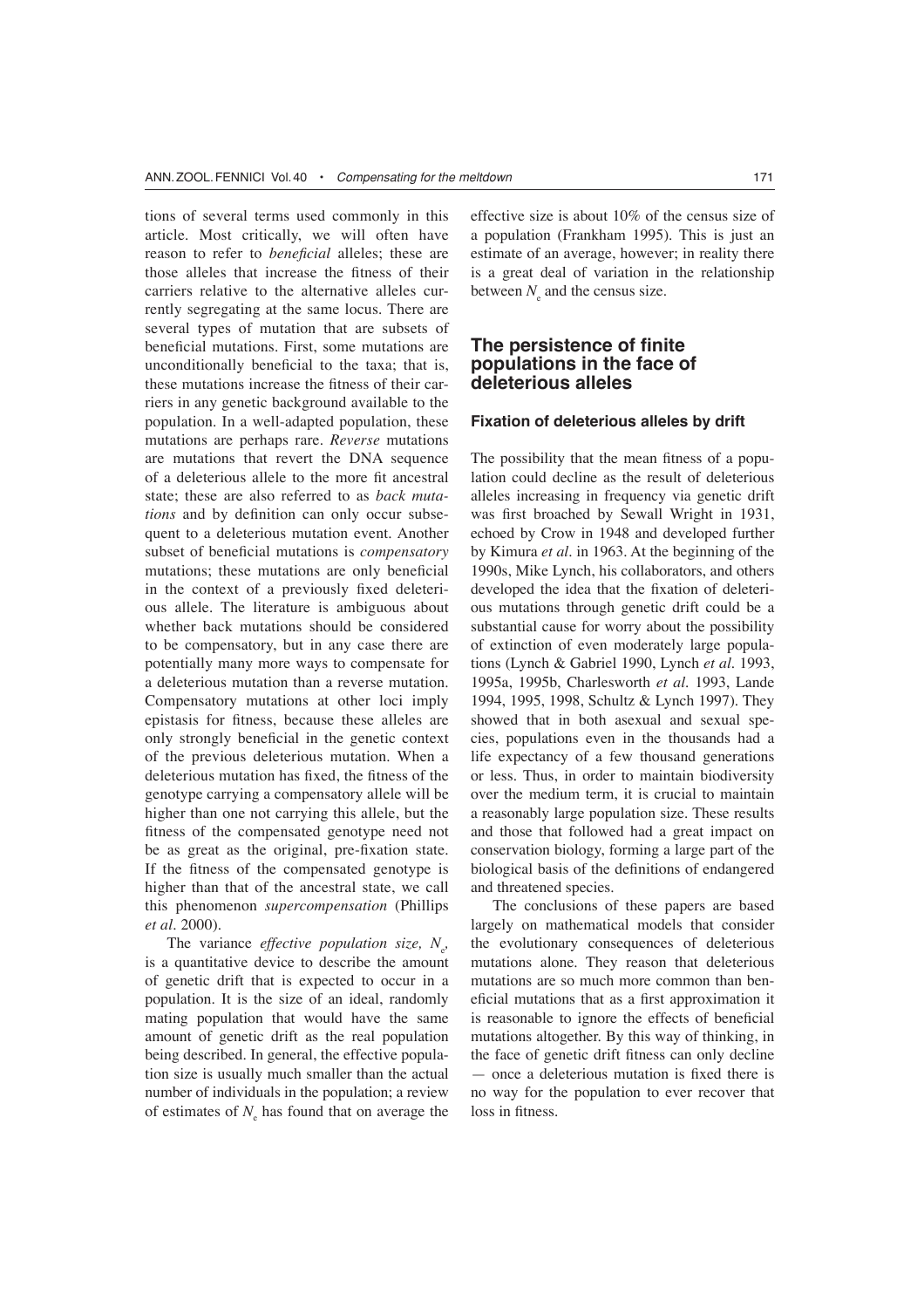tions of several terms used commonly in this article. Most critically, we will often have reason to refer to *beneficial* alleles; these are those alleles that increase the fitness of their carriers relative to the alternative alleles currently segregating at the same locus. There are several types of mutation that are subsets of beneficial mutations. First, some mutations are unconditionally beneficial to the taxa; that is, these mutations increase the fitness of their carriers in any genetic background available to the population. In a well-adapted population, these mutations are perhaps rare. *Reverse* mutations are mutations that revert the DNA sequence of a deleterious allele to the more fit ancestral state; these are also referred to as *back mutations* and by definition can only occur subsequent to a deleterious mutation event. Another subset of beneficial mutations is *compensatory* mutations; these mutations are only beneficial in the context of a previously fixed deleterious allele. The literature is ambiguous about whether back mutations should be considered to be compensatory, but in any case there are potentially many more ways to compensate for a deleterious mutation than a reverse mutation. Compensatory mutations at other loci imply epistasis for fitness, because these alleles are only strongly beneficial in the genetic context of the previous deleterious mutation. When a deleterious mutation has fixed, the fitness of the genotype carrying a compensatory allele will be higher than one not carrying this allele, but the fitness of the compensated genotype need not be as great as the original, pre-fixation state. If the fitness of the compensated genotype is higher than that of the ancestral state, we call this phenomenon *supercompensation* (Phillips *et al*. 2000).

The variance *effective population size, $N_e$*, is a quantitative device to describe the amount of genetic drift that is expected to occur in a population. It is the size of an ideal, randomly mating population that would have the same amount of genetic drift as the real population being described. In general, the effective population size is usually much smaller than the actual number of individuals in the population; a review of estimates of $N_e$ has found that on average the effective size is about 10% of the census size of a population (Frankham 1995). This is just an estimate of an average, however; in reality there is a great deal of variation in the relationship between $N_e$ and the census size.

## The persistence of finite populations in the face of deleterious alleles

### Fixation of deleterious alleles by drift

The possibility that the mean fitness of a population could decline as the result of deleterious alleles increasing in frequency via genetic drift was first broached by Sewall Wright in 1931, echoed by Crow in 1948 and developed further by Kimura *et al*. in 1963. At the beginning of the 1990s, Mike Lynch, his collaborators, and others developed the idea that the fixation of deleterious mutations through genetic drift could be a substantial cause for worry about the possibility of extinction of even moderately large populations (Lynch & Gabriel 1990, Lynch *et al*. 1993, 1995a, 1995b, Charlesworth *et al*. 1993, Lande 1994, 1995, 1998, Schultz & Lynch 1997). They showed that in both asexual and sexual species, populations even in the thousands had a life expectancy of a few thousand generations or less. Thus, in order to maintain biodiversity over the medium term, it is crucial to maintain a reasonably large population size. These results and those that followed had a great impact on conservation biology, forming a large part of the biological basis of the definitions of endangered and threatened species.

The conclusions of these papers are based largely on mathematical models that consider the evolutionary consequences of deleterious mutations alone. They reason that deleterious mutations are so much more common than beneficial mutations that as a first approximation it is reasonable to ignore the effects of beneficial mutations altogether. By this way of thinking, in the face of genetic drift fitness can only decline — once a deleterious mutation is fixed there is no way for the population to ever recover that loss in fitness.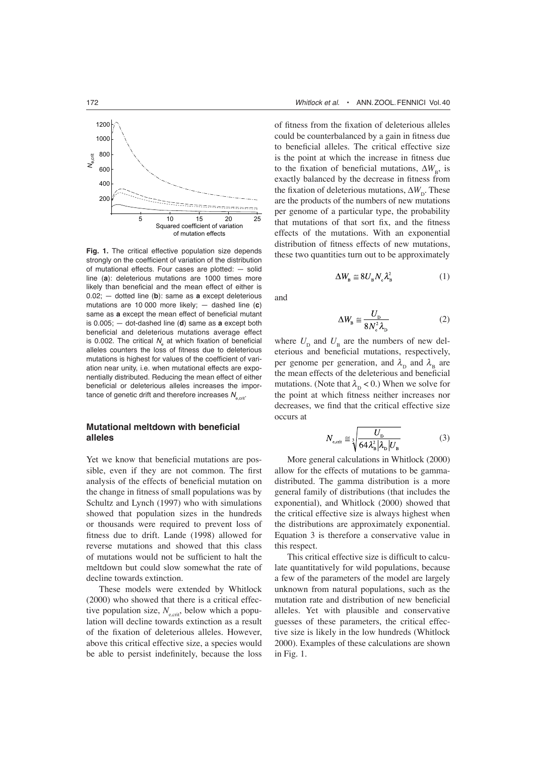Fig. 1. The critical effective population size depends strongly on the coefficient of variation of the distribution of mutational effects. Four cases are plotted: — solid line (**a**): deleterious mutations are 1000 times more likely than beneficial and the mean effect of either is 0.02; — dotted line (**b**): same as **a** except deleterious mutations are 10 000 more likely; — dashed line (**c**) same as **a** except the mean effect of beneficial mutant is 0.005; — dot-dashed line (**d**) same as **a** except both beneficial and deleterious mutations average effect is 0.002. The critical $N_e$ at which fixation of beneficial alleles counters the loss of fitness due to deleterious mutations is highest for values of the coefficient of variation near unity, i.e. when mutational effects are exponentially distributed. Reducing the mean effect of either beneficial or deleterious alleles increases the importance of genetic drift and therefore increases $N_{e,crit}$.

## Mutational meltdown with beneficial alleles

Yet we know that beneficial mutations are possible, even if they are not common. The first analysis of the effects of beneficial mutation on the change in fitness of small populations was by Schultz and Lynch (1997) who with simulations showed that population sizes in the hundreds or thousands were required to prevent loss of fitness due to drift. Lande (1998) allowed for reverse mutations and showed that this class of mutations would not be sufficient to halt the meltdown but could slow somewhat the rate of decline towards extinction.

These models were extended by Whitlock (2000) who showed that there is a critical effective population size, $N_{e,crit}$, below which a population will decline towards extinction as a result of the fixation of deleterious alleles. However, above this critical effective size, a species would be able to persist indefinitely, because the loss of fitness from the fixation of deleterious alleles could be counterbalanced by a gain in fitness due to beneficial alleles. The critical effective size is the point at which the increase in fitness due to the fixation of beneficial mutations, $\Delta W_B$, is exactly balanced by the decrease in fitness from the fixation of deleterious mutations, $\Delta W_D$. These are the products of the numbers of new mutations per genome of a particular type, the probability that mutations of that sort fix, and the fitness effects of the mutations. With an exponential distribution of fitness effects of new mutations, these two quantities turn out to be approximately

$$\Delta W_B \cong 8 U_B N_e \lambda_B^2 \tag{1}$$

and

$$\Delta W_B \cong \frac{U_D}{8 N_e^2 \lambda_D} \tag{2}$$

where $U_D$ and $U_B$ are the numbers of new deleterious and beneficial mutations, respectively, per genome per generation, and $\lambda_D$ and $\lambda_B$ are the mean effects of the deleterious and beneficial mutations. (Note that $\lambda_D < 0$.) When we solve for the point at which fitness neither increases nor decreases, we find that the critical effective size occurs at

$$N_{e,crit} \cong \sqrt[3]{\frac{U_D}{64 \lambda_B^2 |\lambda_D| U_B}} \tag{3}$$

More general calculations in Whitlock (2000) allow for the effects of mutations to be gamma-distributed. The gamma distribution is a more general family of distributions (that includes the exponential), and Whitlock (2000) showed that the critical effective size is always highest when the distributions are approximately exponential. Equation 3 is therefore a conservative value in this respect.

This critical effective size is difficult to calculate quantitatively for wild populations, because a few of the parameters of the model are largely unknown from natural populations, such as the mutation rate and distribution of new beneficial alleles. Yet with plausible and conservative guesses of these parameters, the critical effective size is likely in the low hundreds (Whitlock 2000). Examples of these calculations are shown in Fig. 1.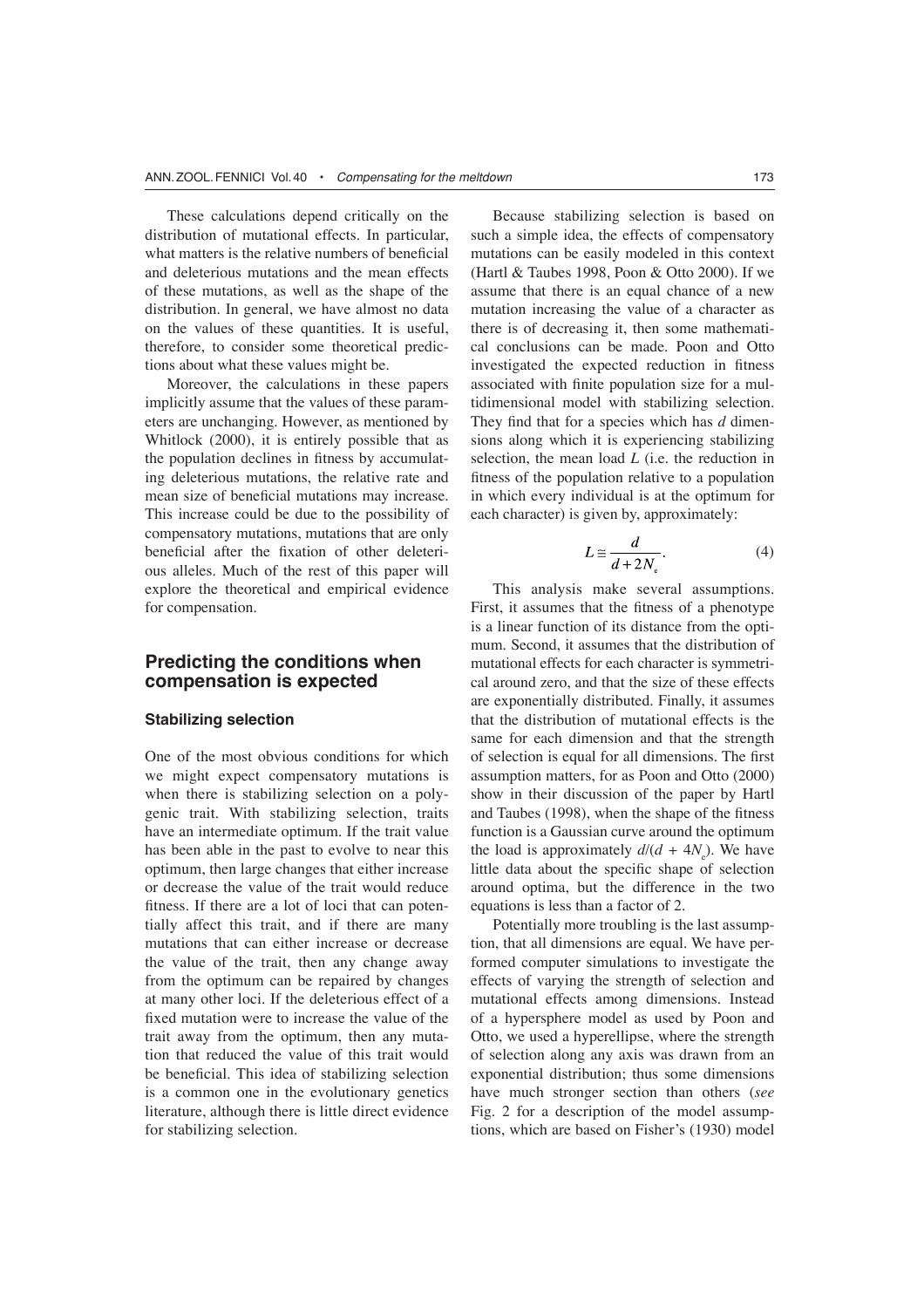These calculations depend critically on the distribution of mutational effects. In particular, what matters is the relative numbers of beneficial and deleterious mutations and the mean effects of these mutations, as well as the shape of the distribution. In general, we have almost no data on the values of these quantities. It is useful, therefore, to consider some theoretical predictions about what these values might be.

Moreover, the calculations in these papers implicitly assume that the values of these parameters are unchanging. However, as mentioned by Whitlock (2000), it is entirely possible that as the population declines in fitness by accumulating deleterious mutations, the relative rate and mean size of beneficial mutations may increase. This increase could be due to the possibility of compensatory mutations, mutations that are only beneficial after the fixation of other deleterious alleles. Much of the rest of this paper will explore the theoretical and empirical evidence for compensation.

## Predicting the conditions when compensation is expected

### Stabilizing selection

One of the most obvious conditions for which we might expect compensatory mutations is when there is stabilizing selection on a polygenic trait. With stabilizing selection, traits have an intermediate optimum. If the trait value has been able in the past to evolve to near this optimum, then large changes that either increase or decrease the value of the trait would reduce fitness. If there are a lot of loci that can potentially affect this trait, and if there are many mutations that can either increase or decrease the value of the trait, then any change away from the optimum can be repaired by changes at many other loci. If the deleterious effect of a fixed mutation were to increase the value of the trait away from the optimum, then any mutation that reduced the value of this trait would be beneficial. This idea of stabilizing selection is a common one in the evolutionary genetics literature, although there is little direct evidence for stabilizing selection.

Because stabilizing selection is based on such a simple idea, the effects of compensatory mutations can be easily modeled in this context (Hartl & Taubes 1998, Poon & Otto 2000). If we assume that there is an equal chance of a new mutation increasing the value of a character as there is of decreasing it, then some mathematical conclusions can be made. Poon and Otto investigated the expected reduction in fitness associated with finite population size for a multidimensional model with stabilizing selection. They find that for a species which has $d$ dimensions along which it is experiencing stabilizing selection, the mean load $L$ (i.e. the reduction in fitness of the population relative to a population in which every individual is at the optimum for each character) is given by, approximately:

$$L \cong \frac{d}{d + 2N_e}. \tag{4}$$

This analysis make several assumptions. First, it assumes that the fitness of a phenotype is a linear function of its distance from the optimum. Second, it assumes that the distribution of mutational effects for each character is symmetrical around zero, and that the size of these effects are exponentially distributed. Finally, it assumes that the distribution of mutational effects is the same for each dimension and that the strength of selection is equal for all dimensions. The first assumption matters, for as Poon and Otto (2000) show in their discussion of the paper by Hartl and Taubes (1998), when the shape of the fitness function is a Gaussian curve around the optimum the load is approximately $d/(d + 4N_e)$. We have little data about the specific shape of selection around optima, but the difference in the two equations is less than a factor of 2.

Potentially more troubling is the last assumption, that all dimensions are equal. We have performed computer simulations to investigate the effects of varying the strength of selection and mutational effects among dimensions. Instead of a hypersphere model as used by Poon and Otto, we used a hyperellipse, where the strength of selection along any axis was drawn from an exponential distribution; thus some dimensions have much stronger section than others (*see* Fig. 2 for a description of the model assumptions, which are based on Fisher's (1930) model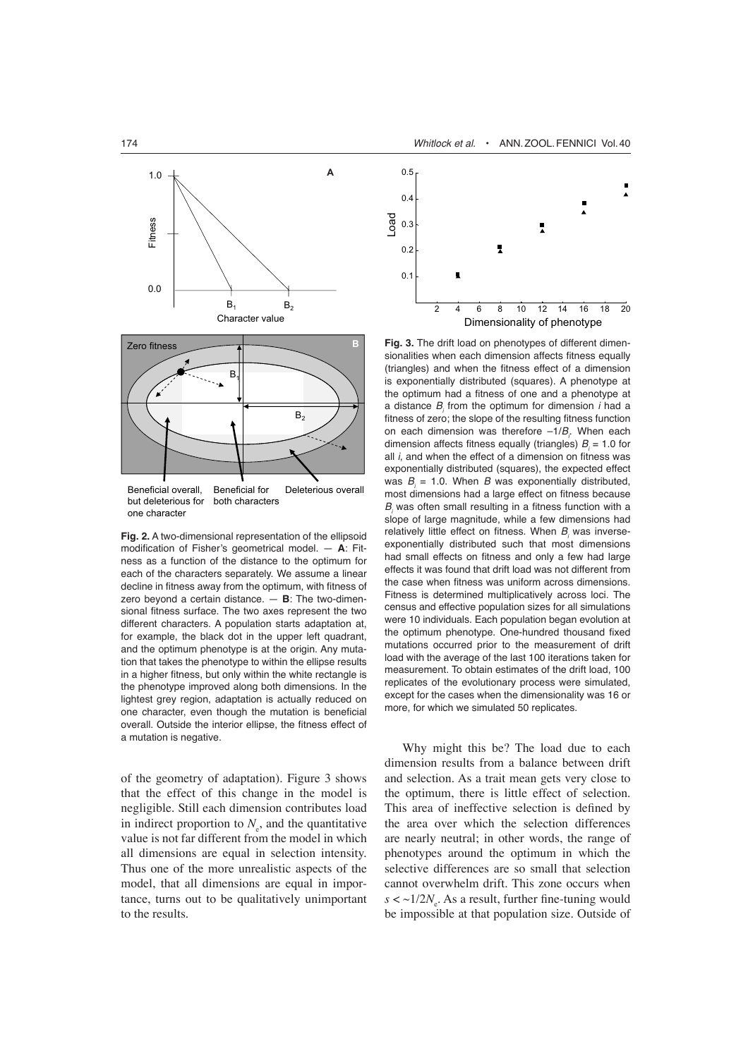**Fig. 2.** A two-dimensional representation of the ellipsoid modification of Fisher's geometrical model. — **A**: Fitness as a function of the distance to the optimum for each of the characters separately. We assume a linear decline in fitness away from the optimum, with fitness of zero beyond a certain distance. — **B**: The two-dimensional fitness surface. The two axes represent the two different characters. A population starts adaptation at, for example, the black dot in the upper left quadrant, and the optimum phenotype is at the origin. Any mutation that takes the phenotype to within the ellipse results in a higher fitness, but only within the white rectangle is the phenotype improved along both dimensions. In the lightest grey region, adaptation is actually reduced on one character, even though the mutation is beneficial overall. Outside the interior ellipse, the fitness effect of a mutation is negative.

of the geometry of adaptation). Figure 3 shows that the effect of this change in the model is negligible. Still each dimension contributes load in indirect proportion to $N_e$, and the quantitative value is not far different from the model in which all dimensions are equal in selection intensity. Thus one of the more unrealistic aspects of the model, that all dimensions are equal in importance, turns out to be qualitatively unimportant to the results.

**Fig. 3.** The drift load on phenotypes of different dimensionalities when each dimension affects fitness equally (triangles) and when the fitness effect of a dimension is exponentially distributed (squares). A phenotype at the optimum had a fitness of one and a phenotype at a distance $B_i$ from the optimum for dimension $i$ had a fitness of zero; the slope of the resulting fitness function on each dimension was therefore $-1/B_i$. When each dimension affects fitness equally (triangles) $B_i = 1.0$ for all $i$, and when the effect of a dimension on fitness was exponentially distributed (squares), the expected effect was $B_i = 1.0$. When $B$ was exponentially distributed, most dimensions had a large effect on fitness because $B_i$ was often small resulting in a fitness function with a slope of large magnitude, while a few dimensions had relatively little effect on fitness. When $B_i$ was inverse-exponentially distributed such that most dimensions had small effects on fitness and only a few had large effects it was found that drift load was not different from the case when fitness was uniform across dimensions. Fitness is determined multiplicatively across loci. The census and effective population sizes for all simulations were 10 individuals. Each population began evolution at the optimum phenotype. One-hundred thousand fixed mutations occurred prior to the measurement of drift load with the average of the last 100 iterations taken for measurement. To obtain estimates of the drift load, 100 replicates of the evolutionary process were simulated, except for the cases when the dimensionality was 16 or more, for which we simulated 50 replicates.

Why might this be? The load due to each dimension results from a balance between drift and selection. As a trait mean gets very close to the optimum, there is little effect of selection. This area of ineffective selection is defined by the area over which the selection differences are nearly neutral; in other words, the range of phenotypes around the optimum in which the selective differences are so small that selection cannot overwhelm drift. This zone occurs when $s < \sim 1/2N_e$. As a result, further fine-tuning would be impossible at that population size. Outside of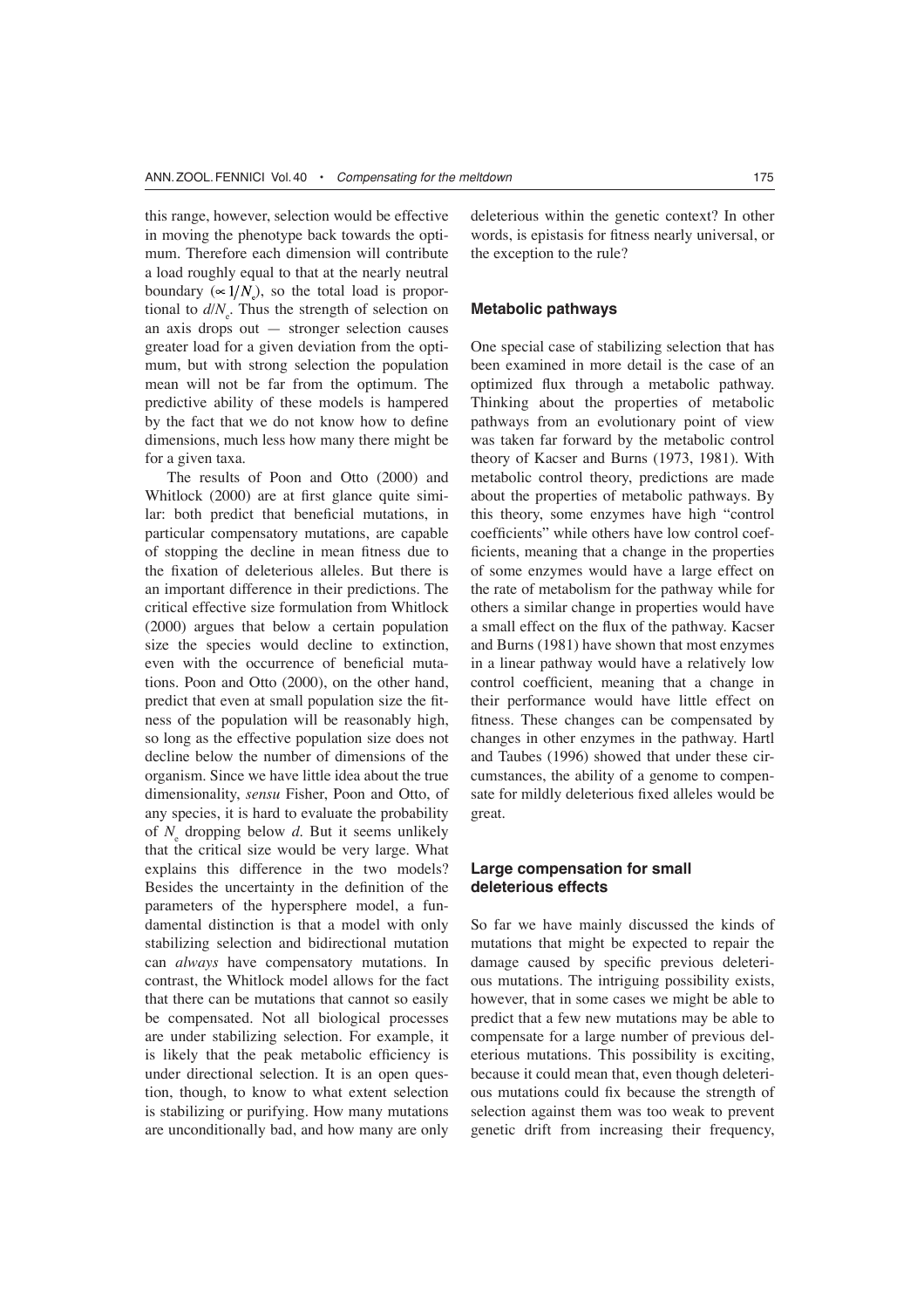this range, however, selection would be effective in moving the phenotype back towards the optimum. Therefore each dimension will contribute a load roughly equal to that at the nearly neutral boundary ($\propto 1/N_e$), so the total load is proportional to $d/N_e$. Thus the strength of selection on an axis drops out — stronger selection causes greater load for a given deviation from the optimum, but with strong selection the population mean will not be far from the optimum. The predictive ability of these models is hampered by the fact that we do not know how to define dimensions, much less how many there might be for a given taxa.

The results of Poon and Otto (2000) and Whitlock (2000) are at first glance quite similar: both predict that beneficial mutations, in particular compensatory mutations, are capable of stopping the decline in mean fitness due to the fixation of deleterious alleles. But there is an important difference in their predictions. The critical effective size formulation from Whitlock (2000) argues that below a certain population size the species would decline to extinction, even with the occurrence of beneficial mutations. Poon and Otto (2000), on the other hand, predict that even at small population size the fitness of the population will be reasonably high, so long as the effective population size does not decline below the number of dimensions of the organism. Since we have little idea about the true dimensionality, *sensu* Fisher, Poon and Otto, of any species, it is hard to evaluate the probability of $N_e$ dropping below $d$. But it seems unlikely that the critical size would be very large. What explains this difference in the two models? Besides the uncertainty in the definition of the parameters of the hypersphere model, a fundamental distinction is that a model with only stabilizing selection and bidirectional mutation can *always* have compensatory mutations. In contrast, the Whitlock model allows for the fact that there can be mutations that cannot so easily be compensated. Not all biological processes are under stabilizing selection. For example, it is likely that the peak metabolic efficiency is under directional selection. It is an open question, though, to know to what extent selection is stabilizing or purifying. How many mutations are unconditionally bad, and how many are only deleterious within the genetic context? In other words, is epistasis for fitness nearly universal, or the exception to the rule?

### Metabolic pathways

One special case of stabilizing selection that has been examined in more detail is the case of an optimized flux through a metabolic pathway. Thinking about the properties of metabolic pathways from an evolutionary point of view was taken far forward by the metabolic control theory of Kacser and Burns (1973, 1981). With metabolic control theory, predictions are made about the properties of metabolic pathways. By this theory, some enzymes have high "control coefficients" while others have low control coefficients, meaning that a change in the properties of some enzymes would have a large effect on the rate of metabolism for the pathway while for others a similar change in properties would have a small effect on the flux of the pathway. Kacser and Burns (1981) have shown that most enzymes in a linear pathway would have a relatively low control coefficient, meaning that a change in their performance would have little effect on fitness. These changes can be compensated by changes in other enzymes in the pathway. Hartl and Taubes (1996) showed that under these circumstances, the ability of a genome to compensate for mildly deleterious fixed alleles would be great.

### Large compensation for small deleterious effects

So far we have mainly discussed the kinds of mutations that might be expected to repair the damage caused by specific previous deleterious mutations. The intriguing possibility exists, however, that in some cases we might be able to predict that a few new mutations may be able to compensate for a large number of previous deleterious mutations. This possibility is exciting, because it could mean that, even though deleterious mutations could fix because the strength of selection against them was too weak to prevent genetic drift from increasing their frequency,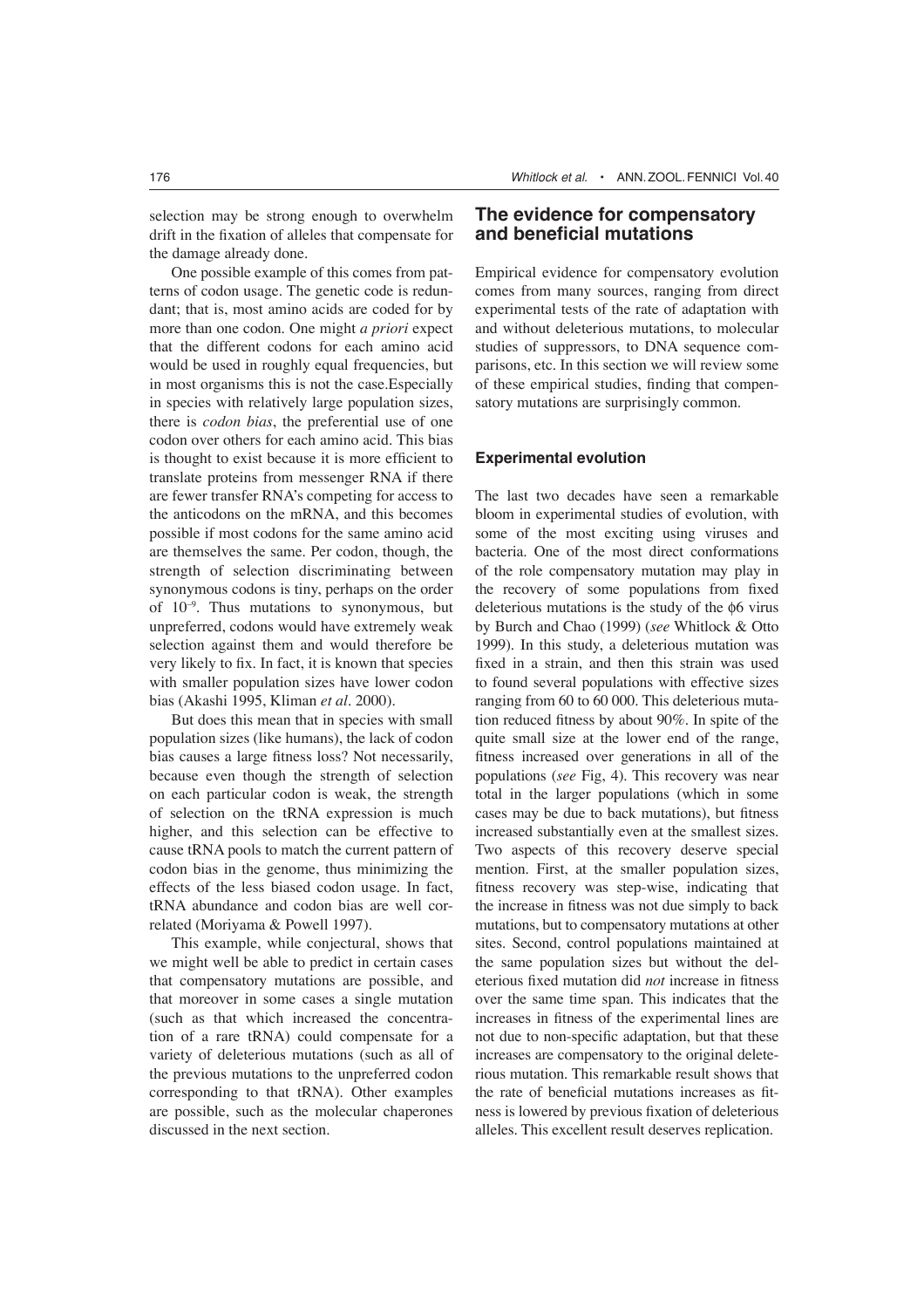selection may be strong enough to overwhelm drift in the fixation of alleles that compensate for the damage already done.

One possible example of this comes from patterns of codon usage. The genetic code is redundant; that is, most amino acids are coded for by more than one codon. One might *a priori* expect that the different codons for each amino acid would be used in roughly equal frequencies, but in most organisms this is not the case.Especially in species with relatively large population sizes, there is *codon bias*, the preferential use of one codon over others for each amino acid. This bias is thought to exist because it is more efficient to translate proteins from messenger RNA if there are fewer transfer RNA's competing for access to the anticodons on the mRNA, and this becomes possible if most codons for the same amino acid are themselves the same. Per codon, though, the strength of selection discriminating between synonymous codons is tiny, perhaps on the order of $10^{-9}$. Thus mutations to synonymous, but unpreferred, codons would have extremely weak selection against them and would therefore be very likely to fix. In fact, it is known that species with smaller population sizes have lower codon bias (Akashi 1995, Kliman *et al*. 2000).

But does this mean that in species with small population sizes (like humans), the lack of codon bias causes a large fitness loss? Not necessarily, because even though the strength of selection on each particular codon is weak, the strength of selection on the tRNA expression is much higher, and this selection can be effective to cause tRNA pools to match the current pattern of codon bias in the genome, thus minimizing the effects of the less biased codon usage. In fact, tRNA abundance and codon bias are well correlated (Moriyama & Powell 1997).

This example, while conjectural, shows that we might well be able to predict in certain cases that compensatory mutations are possible, and that moreover in some cases a single mutation (such as that which increased the concentration of a rare tRNA) could compensate for a variety of deleterious mutations (such as all of the previous mutations to the unpreferred codon corresponding to that tRNA). Other examples are possible, such as the molecular chaperones discussed in the next section.

## The evidence for compensatory and beneficial mutations

Empirical evidence for compensatory evolution comes from many sources, ranging from direct experimental tests of the rate of adaptation with and without deleterious mutations, to molecular studies of suppressors, to DNA sequence comparisons, etc. In this section we will review some of these empirical studies, finding that compensatory mutations are surprisingly common.

### Experimental evolution

The last two decades have seen a remarkable bloom in experimental studies of evolution, with some of the most exciting using viruses and bacteria. One of the most direct conformations of the role compensatory mutation may play in the recovery of some populations from fixed deleterious mutations is the study of the $\phi$6 virus by Burch and Chao (1999) (*see* Whitlock & Otto 1999). In this study, a deleterious mutation was fixed in a strain, and then this strain was used to found several populations with effective sizes ranging from 60 to 60 000. This deleterious mutation reduced fitness by about 90%. In spite of the quite small size at the lower end of the range, fitness increased over generations in all of the populations (*see* Fig, 4). This recovery was near total in the larger populations (which in some cases may be due to back mutations), but fitness increased substantially even at the smallest sizes. Two aspects of this recovery deserve special mention. First, at the smaller population sizes, fitness recovery was step-wise, indicating that the increase in fitness was not due simply to back mutations, but to compensatory mutations at other sites. Second, control populations maintained at the same population sizes but without the deleterious fixed mutation did *not* increase in fitness over the same time span. This indicates that the increases in fitness of the experimental lines are not due to non-specific adaptation, but that these increases are compensatory to the original deleterious mutation. This remarkable result shows that the rate of beneficial mutations increases as fitness is lowered by previous fixation of deleterious alleles. This excellent result deserves replication.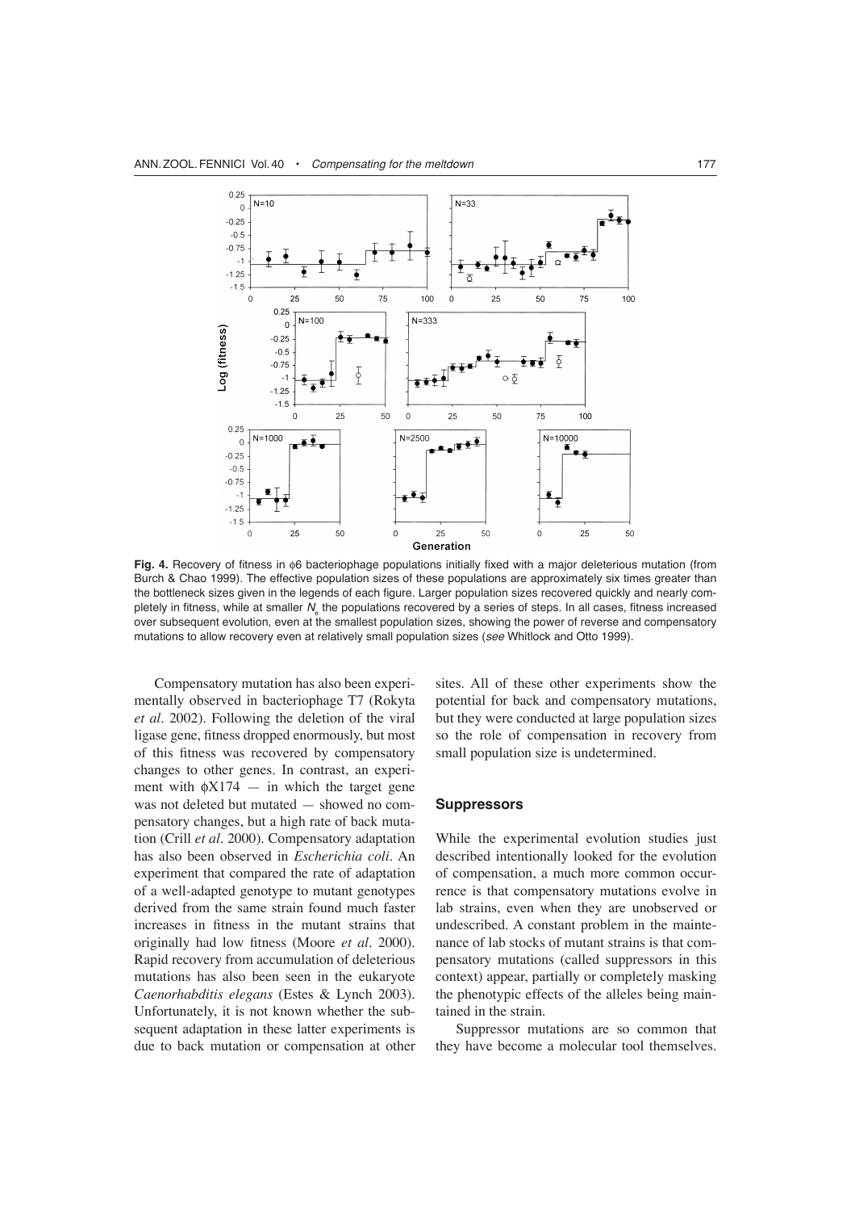**Fig. 4.** Recovery of fitness in φ6 bacteriophage populations initially fixed with a major deleterious mutation (from Burch & Chao 1999). The effective population sizes of these populations are approximately six times greater than the bottleneck sizes given in the legends of each figure. Larger population sizes recovered quickly and nearly completely in fitness, while at smaller $N_e$ the populations recovered by a series of steps. In all cases, fitness increased over subsequent evolution, even at the smallest population sizes, showing the power of reverse and compensatory mutations to allow recovery even at relatively small population sizes (*see* Whitlock and Otto 1999).

Compensatory mutation has also been experimentally observed in bacteriophage T7 (Rokyta *et al.* 2002). Following the deletion of the viral ligase gene, fitness dropped enormously, but most of this fitness was recovered by compensatory changes to other genes. In contrast, an experiment with φX174 — in which the target gene was not deleted but mutated — showed no compensatory changes, but a high rate of back mutation (Crill *et al.* 2000). Compensatory adaptation has also been observed in *Escherichia coli*. An experiment that compared the rate of adaptation of a well-adapted genotype to mutant genotypes derived from the same strain found much faster increases in fitness in the mutant strains that originally had low fitness (Moore *et al.* 2000). Rapid recovery from accumulation of deleterious mutations has also been seen in the eukaryote *Caenorhabditis elegans* (Estes & Lynch 2003). Unfortunately, it is not known whether the subsequent adaptation in these latter experiments is due to back mutation or compensation at other sites. All of these other experiments show the potential for back and compensatory mutations, but they were conducted at large population sizes so the role of compensation in recovery from small population size is undetermined.

## Suppressors

While the experimental evolution studies just described intentionally looked for the evolution of compensation, a much more common occurrence is that compensatory mutations evolve in lab strains, even when they are unobserved or undescribed. A constant problem in the maintenance of lab stocks of mutant strains is that compensatory mutations (called suppressors in this context) appear, partially or completely masking the phenotypic effects of the alleles being maintained in the strain.

Suppressor mutations are so common that they have become a molecular tool themselves.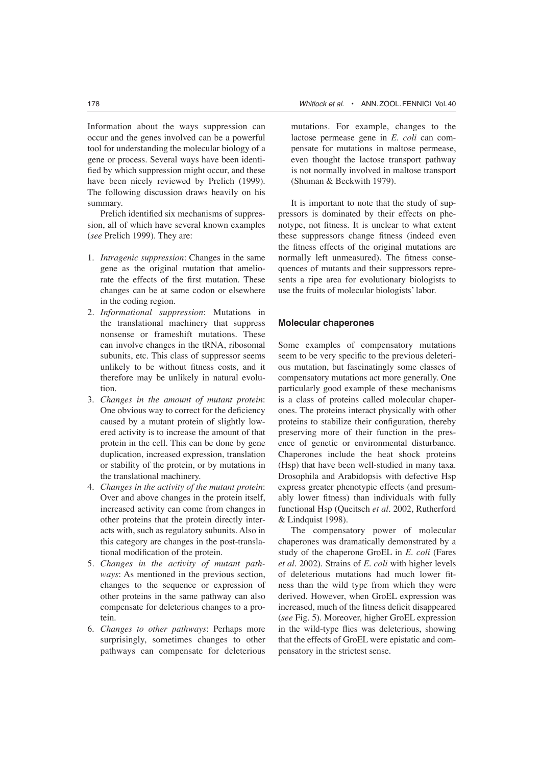Information about the ways suppression can occur and the genes involved can be a powerful tool for understanding the molecular biology of a gene or process. Several ways have been identified by which suppression might occur, and these have been nicely reviewed by Prelich (1999). The following discussion draws heavily on his summary.

Prelich identified six mechanisms of suppression, all of which have several known examples (*see* Prelich 1999). They are:

1. *Intragenic suppression*: Changes in the same gene as the original mutation that ameliorate the effects of the first mutation. These changes can be at same codon or elsewhere in the coding region.
2. *Informational suppression*: Mutations in the translational machinery that suppress nonsense or frameshift mutations. These can involve changes in the tRNA, ribosomal subunits, etc. This class of suppressor seems unlikely to be without fitness costs, and it therefore may be unlikely in natural evolution.
3. *Changes in the amount of mutant protein*: One obvious way to correct for the deficiency caused by a mutant protein of slightly lowered activity is to increase the amount of that protein in the cell. This can be done by gene duplication, increased expression, translation or stability of the protein, or by mutations in the translational machinery.
4. *Changes in the activity of the mutant protein*: Over and above changes in the protein itself, increased activity can come from changes in other proteins that the protein directly interacts with, such as regulatory subunits. Also in this category are changes in the post-translational modification of the protein.
5. *Changes in the activity of mutant pathways*: As mentioned in the previous section, changes to the sequence or expression of other proteins in the same pathway can also compensate for deleterious changes to a protein.
6. *Changes to other pathways*: Perhaps more surprisingly, sometimes changes to other pathways can compensate for deleterious mutations. For example, changes to the lactose permease gene in *E. coli* can compensate for mutations in maltose permease, even thought the lactose transport pathway is not normally involved in maltose transport (Shuman & Beckwith 1979).

It is important to note that the study of suppressors is dominated by their effects on phenotype, not fitness. It is unclear to what extent these suppressors change fitness (indeed even the fitness effects of the original mutations are normally left unmeasured). The fitness consequences of mutants and their suppressors represents a ripe area for evolutionary biologists to use the fruits of molecular biologists' labor.

### Molecular chaperones

Some examples of compensatory mutations seem to be very specific to the previous deleterious mutation, but fascinatingly some classes of compensatory mutations act more generally. One particularly good example of these mechanisms is a class of proteins called molecular chaperones. The proteins interact physically with other proteins to stabilize their configuration, thereby preserving more of their function in the presence of genetic or environmental disturbance. Chaperones include the heat shock proteins (Hsp) that have been well-studied in many taxa. Drosophila and Arabidopsis with defective Hsp express greater phenotypic effects (and presumably lower fitness) than individuals with fully functional Hsp (Queitsch *et al*. 2002, Rutherford & Lindquist 1998).

The compensatory power of molecular chaperones was dramatically demonstrated by a study of the chaperone GroEL in *E. coli* (Fares *et al*. 2002). Strains of *E. coli* with higher levels of deleterious mutations had much lower fitness than the wild type from which they were derived. However, when GroEL expression was increased, much of the fitness deficit disappeared (*see* Fig. 5). Moreover, higher GroEL expression in the wild-type flies was deleterious, showing that the effects of GroEL were epistatic and compensatory in the strictest sense.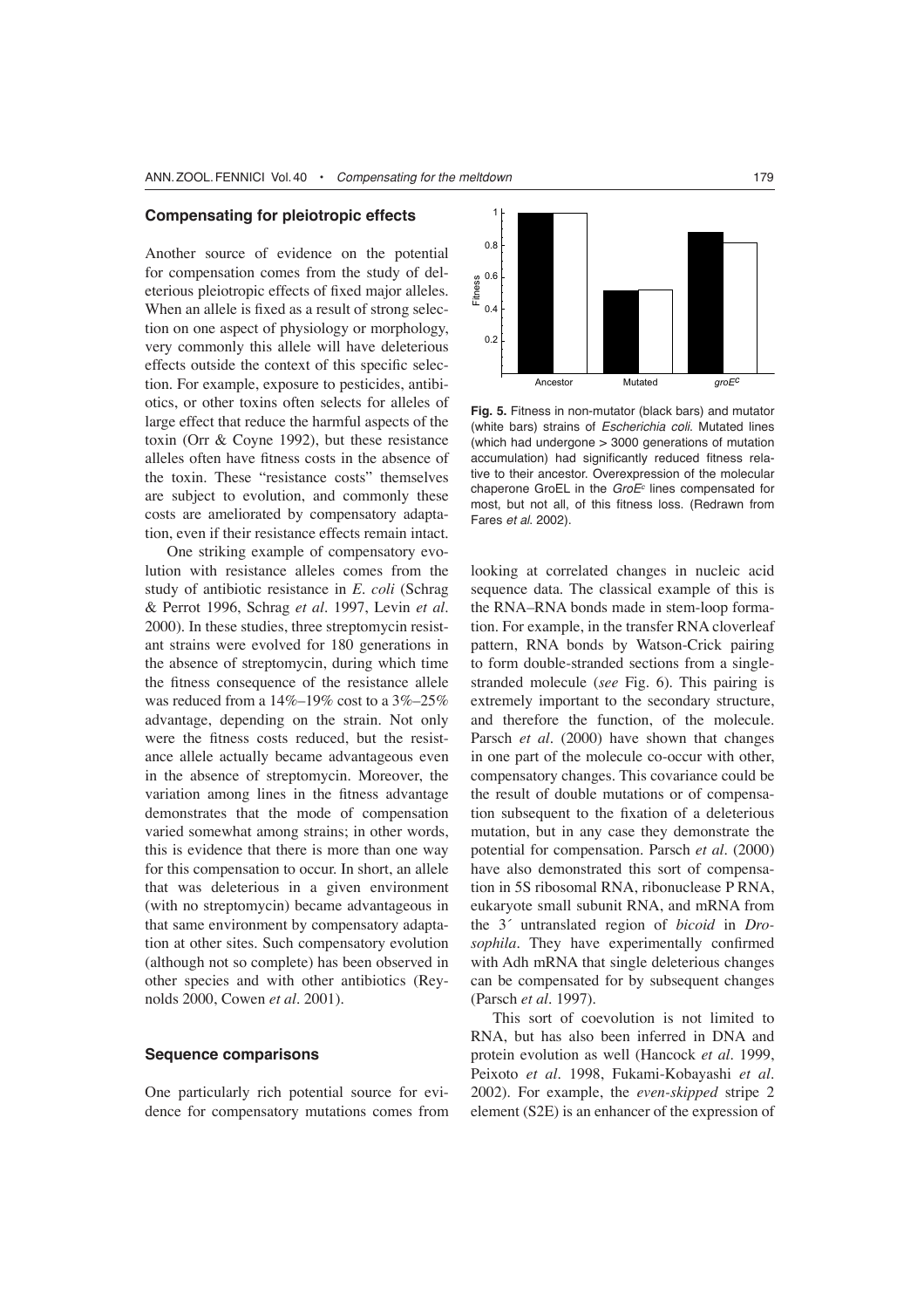## Compensating for pleiotropic effects

Another source of evidence on the potential for compensation comes from the study of deleterious pleiotropic effects of fixed major alleles. When an allele is fixed as a result of strong selection on one aspect of physiology or morphology, very commonly this allele will have deleterious effects outside the context of this specific selection. For example, exposure to pesticides, antibiotics, or other toxins often selects for alleles of large effect that reduce the harmful aspects of the toxin (Orr & Coyne 1992), but these resistance alleles often have fitness costs in the absence of the toxin. These "resistance costs" themselves are subject to evolution, and commonly these costs are ameliorated by compensatory adaptation, even if their resistance effects remain intact.

One striking example of compensatory evolution with resistance alleles comes from the study of antibiotic resistance in *E. coli* (Schrag & Perrot 1996, Schrag *et al*. 1997, Levin *et al*. 2000). In these studies, three streptomycin resistant strains were evolved for 180 generations in the absence of streptomycin, during which time the fitness consequence of the resistance allele was reduced from a 14%–19% cost to a 3%–25% advantage, depending on the strain. Not only were the fitness costs reduced, but the resistance allele actually became advantageous even in the absence of streptomycin. Moreover, the variation among lines in the fitness advantage demonstrates that the mode of compensation varied somewhat among strains; in other words, this is evidence that there is more than one way for this compensation to occur. In short, an allele that was deleterious in a given environment (with no streptomycin) became advantageous in that same environment by compensatory adaptation at other sites. Such compensatory evolution (although not so complete) has been observed in other species and with other antibiotics (Reynolds 2000, Cowen *et al*. 2001).

**Fig. 5.** Fitness in non-mutator (black bars) and mutator (white bars) strains of *Escherichia coli*. Mutated lines (which had undergone > 3000 generations of mutation accumulation) had significantly reduced fitness relative to their ancestor. Overexpression of the molecular chaperone GroEL in the *GroE*[c] lines compensated for most, but not all, of this fitness loss. (Redrawn from Fares *et al.* 2002).

## Sequence comparisons

One particularly rich potential source for evidence for compensatory mutations comes from looking at correlated changes in nucleic acid sequence data. The classical example of this is the RNA–RNA bonds made in stem-loop formation. For example, in the transfer RNA cloverleaf pattern, RNA bonds by Watson-Crick pairing to form double-stranded sections from a single-stranded molecule (*see* Fig. 6). This pairing is extremely important to the secondary structure, and therefore the function, of the molecule. Parsch *et al*. (2000) have shown that changes in one part of the molecule co-occur with other, compensatory changes. This covariance could be the result of double mutations or of compensation subsequent to the fixation of a deleterious mutation, but in any case they demonstrate the potential for compensation. Parsch *et al*. (2000) have also demonstrated this sort of compensation in 5S ribosomal RNA, ribonuclease P RNA, eukaryote small subunit RNA, and mRNA from the 3´ untranslated region of *bicoid* in *Drosophila*. They have experimentally confirmed with Adh mRNA that single deleterious changes can be compensated for by subsequent changes (Parsch *et al*. 1997).

This sort of coevolution is not limited to RNA, but has also been inferred in DNA and protein evolution as well (Hancock *et al*. 1999, Peixoto *et al*. 1998, Fukami-Kobayashi *et al*. 2002). For example, the *even-skipped* stripe 2 element (S2E) is an enhancer of the expression of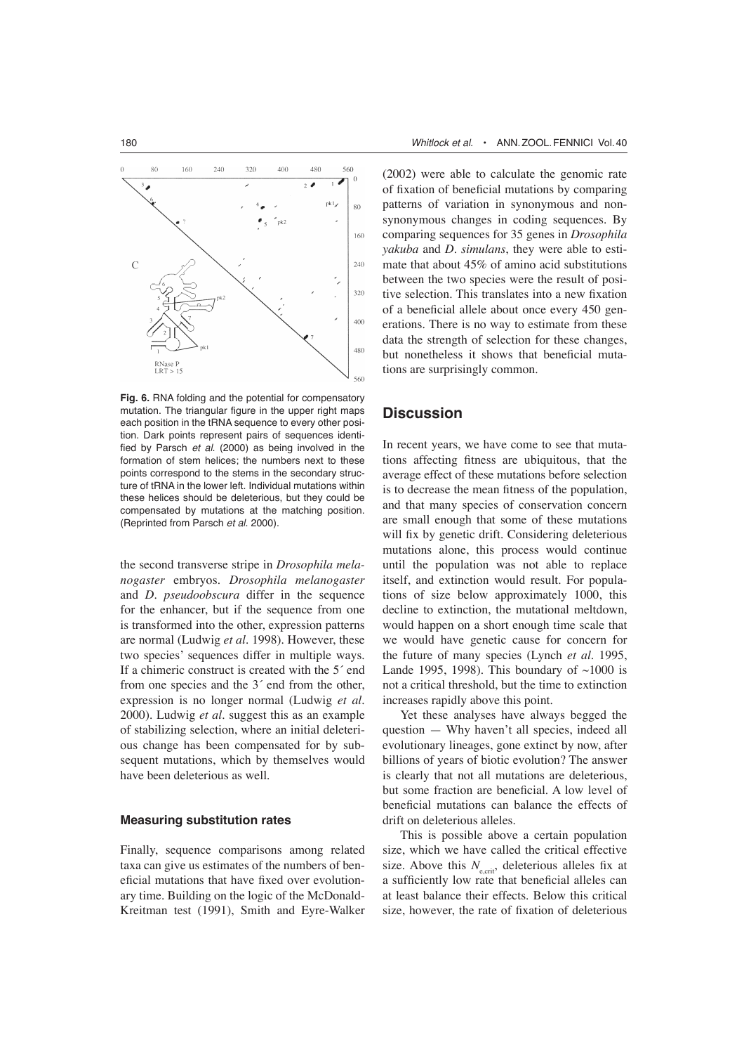**Fig. 6.** RNA folding and the potential for compensatory mutation. The triangular figure in the upper right maps each position in the tRNA sequence to every other position. Dark points represent pairs of sequences identified by Parsch *et al.* (2000) as being involved in the formation of stem helices; the numbers next to these points correspond to the stems in the secondary structure of tRNA in the lower left. Individual mutations within these helices should be deleterious, but they could be compensated by mutations at the matching position. (Reprinted from Parsch *et al.* 2000).

the second transverse stripe in *Drosophila melanogaster* embryos. *Drosophila melanogaster* and *D. pseudoobscura* differ in the sequence for the enhancer, but if the sequence from one is transformed into the other, expression patterns are normal (Ludwig *et al*. 1998). However, these two species' sequences differ in multiple ways. If a chimeric construct is created with the 5´ end from one species and the 3´ end from the other, expression is no longer normal (Ludwig *et al*. 2000). Ludwig *et al*. suggest this as an example of stabilizing selection, where an initial deleterious change has been compensated for by subsequent mutations, which by themselves would have been deleterious as well.

### Measuring substitution rates

Finally, sequence comparisons among related taxa can give us estimates of the numbers of beneficial mutations that have fixed over evolutionary time. Building on the logic of the McDonald-Kreitman test (1991), Smith and Eyre-Walker (2002) were able to calculate the genomic rate of fixation of beneficial mutations by comparing patterns of variation in synonymous and non-synonymous changes in coding sequences. By comparing sequences for 35 genes in *Drosophila yakuba* and *D. simulans*, they were able to estimate that about 45% of amino acid substitutions between the two species were the result of positive selection. This translates into a new fixation of a beneficial allele about once every 450 generations. There is no way to estimate from these data the strength of selection for these changes, but nonetheless it shows that beneficial mutations are surprisingly common.

## Discussion

In recent years, we have come to see that mutations affecting fitness are ubiquitous, that the average effect of these mutations before selection is to decrease the mean fitness of the population, and that many species of conservation concern are small enough that some of these mutations will fix by genetic drift. Considering deleterious mutations alone, this process would continue until the population was not able to replace itself, and extinction would result. For populations of size below approximately 1000, this decline to extinction, the mutational meltdown, would happen on a short enough time scale that we would have genetic cause for concern for the future of many species (Lynch *et al.* 1995, Lande 1995, 1998). This boundary of ~1000 is not a critical threshold, but the time to extinction increases rapidly above this point.

Yet these analyses have always begged the question — Why haven't all species, indeed all evolutionary lineages, gone extinct by now, after billions of years of biotic evolution? The answer is clearly that not all mutations are deleterious, but some fraction are beneficial. A low level of beneficial mutations can balance the effects of drift on deleterious alleles.

This is possible above a certain population size, which we have called the critical effective size. Above this $N_{e,crit}$, deleterious alleles fix at a sufficiently low rate that beneficial alleles can at least balance their effects. Below this critical size, however, the rate of fixation of deleterious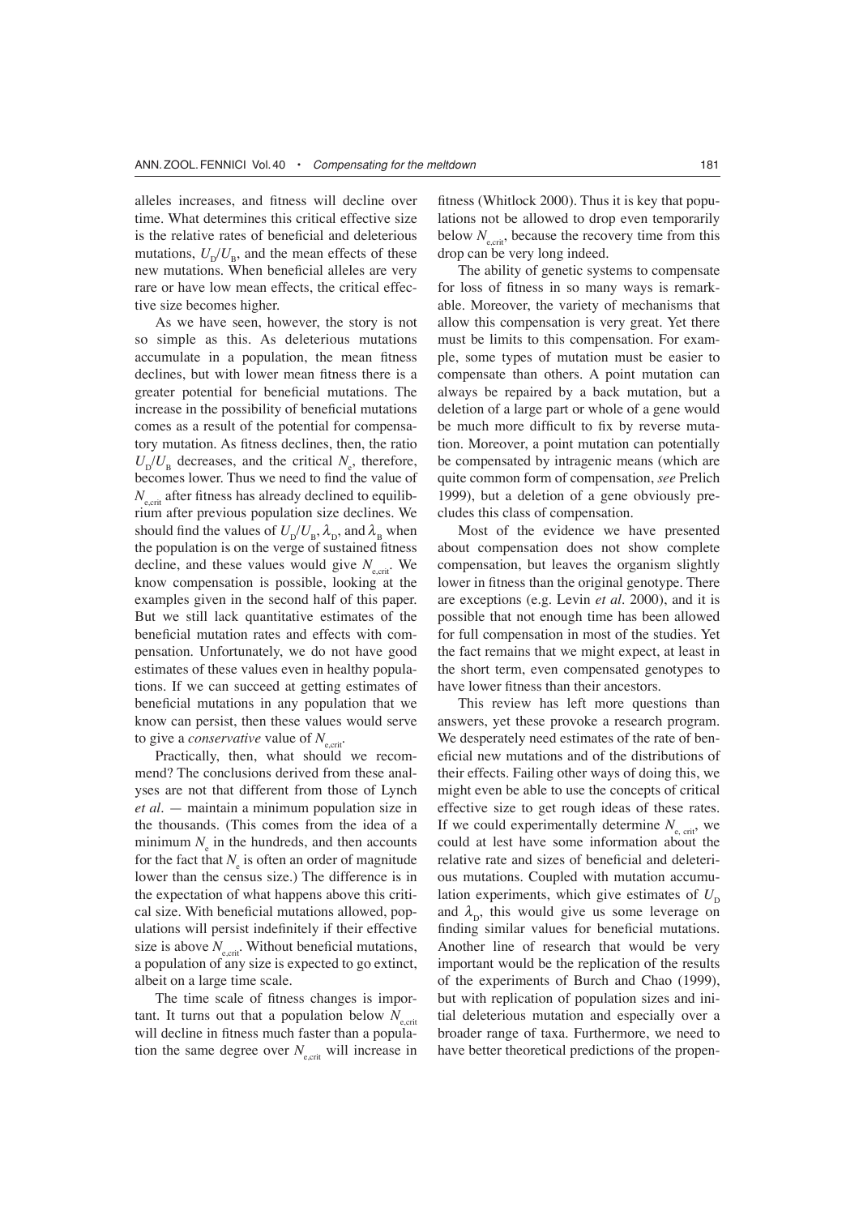alleles increases, and fitness will decline over time. What determines this critical effective size is the relative rates of beneficial and deleterious mutations, $U_D/U_B$, and the mean effects of these new mutations. When beneficial alleles are very rare or have low mean effects, the critical effective size becomes higher.

As we have seen, however, the story is not so simple as this. As deleterious mutations accumulate in a population, the mean fitness declines, but with lower mean fitness there is a greater potential for beneficial mutations. The increase in the possibility of beneficial mutations comes as a result of the potential for compensatory mutation. As fitness declines, then, the ratio $U_D/U_B$ decreases, and the critical $N_e$, therefore, becomes lower. Thus we need to find the value of $N_{e,crit}$ after fitness has already declined to equilibrium after previous population size declines. We should find the values of $U_D/U_B$, $\lambda_D$, and $\lambda_B$ when the population is on the verge of sustained fitness decline, and these values would give $N_{e,crit}$. We know compensation is possible, looking at the examples given in the second half of this paper. But we still lack quantitative estimates of the beneficial mutation rates and effects with compensation. Unfortunately, we do not have good estimates of these values even in healthy populations. If we can succeed at getting estimates of beneficial mutations in any population that we know can persist, then these values would serve to give a *conservative* value of $N_{e,crit}$.

Practically, then, what should we recommend? The conclusions derived from these analyses are not that different from those of Lynch *et al.* — maintain a minimum population size in the thousands. (This comes from the idea of a minimum $N_e$ in the hundreds, and then accounts for the fact that $N_e$ is often an order of magnitude lower than the census size.) The difference is in the expectation of what happens above this critical size. With beneficial mutations allowed, populations will persist indefinitely if their effective size is above $N_{e,crit}$. Without beneficial mutations, a population of any size is expected to go extinct, albeit on a large time scale.

The time scale of fitness changes is important. It turns out that a population below $N_{e,crit}$ will decline in fitness much faster than a population the same degree over $N_{e,crit}$ will increase in fitness (Whitlock 2000). Thus it is key that populations not be allowed to drop even temporarily below $N_{e,crit}$, because the recovery time from this drop can be very long indeed.

The ability of genetic systems to compensate for loss of fitness in so many ways is remarkable. Moreover, the variety of mechanisms that allow this compensation is very great. Yet there must be limits to this compensation. For example, some types of mutation must be easier to compensate than others. A point mutation can always be repaired by a back mutation, but a deletion of a large part or whole of a gene would be much more difficult to fix by reverse mutation. Moreover, a point mutation can potentially be compensated by intragenic means (which are quite common form of compensation, *see* Prelich 1999), but a deletion of a gene obviously precludes this class of compensation.

Most of the evidence we have presented about compensation does not show complete compensation, but leaves the organism slightly lower in fitness than the original genotype. There are exceptions (e.g. Levin *et al.* 2000), and it is possible that not enough time has been allowed for full compensation in most of the studies. Yet the fact remains that we might expect, at least in the short term, even compensated genotypes to have lower fitness than their ancestors.

This review has left more questions than answers, yet these provoke a research program. We desperately need estimates of the rate of beneficial new mutations and of the distributions of their effects. Failing other ways of doing this, we might even be able to use the concepts of critical effective size to get rough ideas of these rates. If we could experimentally determine $N_{e,\,crit}$, we could at lest have some information about the relative rate and sizes of beneficial and deleterious mutations. Coupled with mutation accumulation experiments, which give estimates of $U_D$ and $\lambda_D$, this would give us some leverage on finding similar values for beneficial mutations. Another line of research that would be very important would be the replication of the results of the experiments of Burch and Chao (1999), but with replication of population sizes and initial deleterious mutation and especially over a broader range of taxa. Furthermore, we need to have better theoretical predictions of the propen-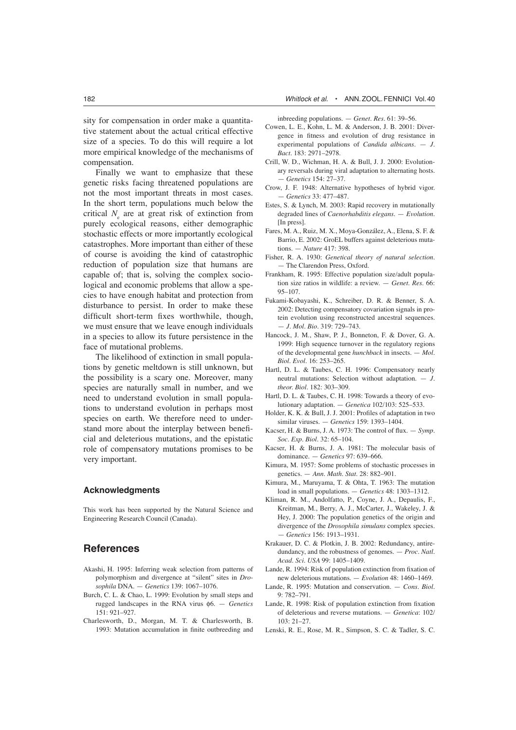sity for compensation in order make a quantitative statement about the actual critical effective size of a species. To do this will require a lot more empirical knowledge of the mechanisms of compensation.

Finally we want to emphasize that these genetic risks facing threatened populations are not the most important threats in most cases. In the short term, populations much below the critical $N_e$ are at great risk of extinction from purely ecological reasons, either demographic stochastic effects or more importantly ecological catastrophes. More important than either of these of course is avoiding the kind of catastrophic reduction of population size that humans are capable of; that is, solving the complex sociological and economic problems that allow a species to have enough habitat and protection from disturbance to persist. In order to make these difficult short-term fixes worthwhile, though, we must ensure that we leave enough individuals in a species to allow its future persistence in the face of mutational problems.

The likelihood of extinction in small populations by genetic meltdown is still unknown, but the possibility is a scary one. Moreover, many species are naturally small in number, and we need to understand evolution in small populations to understand evolution in perhaps most species on earth. We therefore need to understand more about the interplay between beneficial and deleterious mutations, and the epistatic role of compensatory mutations promises to be very important.

### Acknowledgments

This work has been supported by the Natural Science and Engineering Research Council (Canada).

## References

Akashi, H. 1995: Inferring weak selection from patterns of polymorphism and divergence at "silent" sites in *Drosophila* DNA. — *Genetics* 139: 1067–1076.

Burch, C. L. & Chao, L. 1999: Evolution by small steps and rugged landscapes in the RNA virus φ6. — *Genetics* 151: 921–927.

Charlesworth, D., Morgan, M. T. & Charlesworth, B. 1993: Mutation accumulation in finite outbreeding and inbreeding populations. — *Genet. Res.* 61: 39–56.

Cowen, L. E., Kohn, L. M. & Anderson, J. B. 2001: Divergence in fitness and evolution of drug resistance in experimental populations of *Candida albicans*. — *J. Bact.* 183: 2971–2978.

Crill, W. D., Wichman, H. A. & Bull, J. J. 2000: Evolutionary reversals during viral adaptation to alternating hosts. — *Genetics* 154: 27–37.

Crow, J. F. 1948: Alternative hypotheses of hybrid vigor. — *Genetics* 33: 477–487.

Estes, S. & Lynch, M. 2003: Rapid recovery in mutationally degraded lines of *Caenorhabditis elegans*. — *Evolution*. [In press].

Fares, M. A., Ruiz, M. X., Moya-González, A., Elena, S. F. & Barrio, E. 2002: GroEL buffers against deleterious mutations. — *Nature* 417: 398.

Fisher, R. A. 1930: *Genetical theory of natural selection*. — The Clarendon Press, Oxford.

Frankham, R. 1995: Effective population size/adult population size ratios in wildlife: a review. — *Genet. Res.* 66: 95–107.

Fukami-Kobayashi, K., Schreiber, D. R. & Benner, S. A. 2002: Detecting compensatory covariation signals in protein evolution using reconstructed ancestral sequences. — *J. Mol. Bio.* 319: 729–743.

Hancock, J. M., Shaw, P. J., Bonneton, F. & Dover, G. A. 1999: High sequence turnover in the regulatory regions of the developmental gene *hunchback* in insects. — *Mol. Biol. Evol.* 16: 253–265.

Hartl, D. L. & Taubes, C. H. 1996: Compensatory nearly neutral mutations: Selection without adaptation. — *J. theor. Biol.* 182: 303–309.

Hartl, D. L. & Taubes, C. H. 1998: Towards a theory of evolutionary adaptation. — *Genetica* 102/103: 525–533.

Holder, K. K. & Bull, J. J. 2001: Profiles of adaptation in two similar viruses. — *Genetics* 159: 1393–1404.

Kacser, H. & Burns, J. A. 1973: The control of flux. — *Symp. Soc. Exp. Biol.* 32: 65–104.

Kacser, H. & Burns, J. A. 1981: The molecular basis of dominance. — *Genetics* 97: 639–666.

Kimura, M. 1957: Some problems of stochastic processes in genetics. — *Ann. Math. Stat.* 28: 882–901.

Kimura, M., Maruyama, T. & Ohta, T. 1963: The mutation load in small populations. — *Genetics* 48: 1303–1312.

Kliman, R. M., Andolfatto, P., Coyne, J. A., Depaulis, F., Kreitman, M., Berry, A. J., McCarter, J., Wakeley, J. & Hey, J. 2000: The population genetics of the origin and divergence of the *Drosophila simulans* complex species. — *Genetics* 156: 1913–1931.

Krakauer, D. C. & Plotkin, J. B. 2002: Redundancy, antiredundancy, and the robustness of genomes. — *Proc. Natl. Acad. Sci. USA* 99: 1405–1409.

Lande, R. 1994: Risk of population extinction from fixation of new deleterious mutations. — *Evolution* 48: 1460–1469.

Lande, R. 1995: Mutation and conservation. — *Cons. Biol.* 9: 782–791.

Lande, R. 1998: Risk of population extinction from fixation of deleterious and reverse mutations. — *Genetica*: 102/103: 21–27.

Lenski, R. E., Rose, M. R., Simpson, S. C. & Tadler, S. C.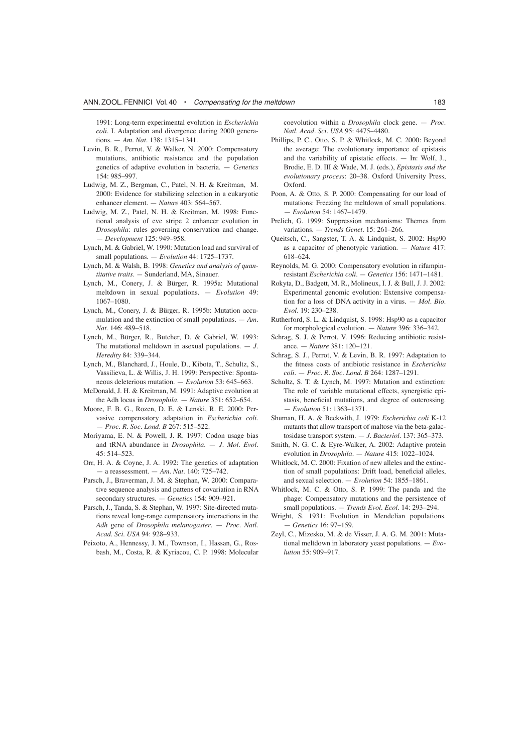1991: Long-term experimental evolution in *Escherichia coli*. I. Adaptation and divergence during 2000 generations. — *Am. Nat.* 138: 1315–1341.

Levin, B. R., Perrot, V. & Walker, N. 2000: Compensatory mutations, antibiotic resistance and the population genetics of adaptive evolution in bacteria. — *Genetics* 154: 985–997.

Ludwig, M. Z., Bergman, C., Patel, N. H. & Kreitman, M. 2000: Evidence for stabilizing selection in a eukaryotic enhancer element. — *Nature* 403: 564–567.

Ludwig, M. Z., Patel, N. H. & Kreitman, M. 1998: Functional analysis of eve stripe 2 enhancer evolution in *Drosophila*: rules governing conservation and change. — *Development* 125: 949–958.

Lynch, M. & Gabriel, W. 1990: Mutation load and survival of small populations. — *Evolution* 44: 1725–1737.

Lynch, M. & Walsh, B. 1998: *Genetics and analysis of quantitative traits*. — Sunderland, MA, Sinauer.

Lynch, M., Conery, J. & Bürger, R. 1995a: Mutational meltdown in sexual populations. — *Evolution* 49: 1067–1080.

Lynch, M., Conery, J. & Bürger, R. 1995b: Mutation accumulation and the extinction of small populations. — *Am. Nat.* 146: 489–518.

Lynch, M., Bürger, R., Butcher, D. & Gabriel, W. 1993: The mutational meltdown in asexual populations. — *J. Heredity* 84: 339–344.

Lynch, M., Blanchard, J., Houle, D., Kibota, T., Schultz, S., Vassilieva, L. & Willis, J. H. 1999: Perspective: Spontaneous deleterious mutation. — *Evolution* 53: 645–663.

McDonald, J. H. & Kreitman, M. 1991: Adaptive evolution at the Adh locus in *Drosophila*. — *Nature* 351: 652–654.

Moore, F. B. G., Rozen, D. E. & Lenski, R. E. 2000: Pervasive compensatory adaptation in *Escherichia coli*. — *Proc. R. Soc. Lond. B* 267: 515–522.

Moriyama, E. N. & Powell, J. R. 1997: Codon usage bias and tRNA abundance in *Drosophila*. — *J. Mol. Evol.* 45: 514–523.

Orr, H. A. & Coyne, J. A. 1992: The genetics of adaptation — a reassessment. — *Am. Nat.* 140: 725–742.

Parsch, J., Braverman, J. M. & Stephan, W. 2000: Comparative sequence analysis and pattens of covariation in RNA secondary structures. — *Genetics* 154: 909–921.

Parsch, J., Tanda, S. & Stephan, W. 1997: Site-directed mutations reveal long-range compensatory interactions in the *Adh* gene of *Drosophila melanogaster*. — *Proc. Natl. Acad. Sci. USA* 94: 928–933.

Peixoto, A., Hennessy, J. M., Townson, I., Hassan, G., Rosbash, M., Costa, R. & Kyriacou, C. P. 1998: Molecular coevolution within a *Drosophila* clock gene. — *Proc. Natl. Acad. Sci. USA* 95: 4475–4480.

Phillips, P. C., Otto, S. P. & Whitlock, M. C. 2000: Beyond the average: The evolutionary importance of epistasis and the variability of epistatic effects. — In: Wolf, J., Brodie, E. D. III & Wade, M. J. (eds.), *Epistasis and the evolutionary process*: 20–38. Oxford University Press, Oxford.

Poon, A. & Otto, S. P. 2000: Compensating for our load of mutations: Freezing the meltdown of small populations. — *Evolution* 54: 1467–1479.

Prelich, G. 1999: Suppression mechanisms: Themes from variations. — *Trends Genet.* 15: 261–266.

Queitsch, C., Sangster, T. A. & Lindquist, S. 2002: Hsp90 as a capacitor of phenotypic variation. — *Nature* 417: 618–624.

Reynolds, M. G. 2000: Compensatory evolution in rifampin-resistant *Escherichia coli*. — *Genetics* 156: 1471–1481.

Rokyta, D., Badgett, M. R., Molineux, I. J. & Bull, J. J. 2002: Experimental genomic evolution: Extensive compensation for a loss of DNA activity in a virus. — *Mol. Bio. Evol.* 19: 230–238.

Rutherford, S. L. & Lindquist, S. 1998: Hsp90 as a capacitor for morphological evolution. — *Nature* 396: 336–342.

Schrag, S. J. & Perrot, V. 1996: Reducing antibiotic resistance. — *Nature* 381: 120–121.

Schrag, S. J., Perrot, V. & Levin, B. R. 1997: Adaptation to the fitness costs of antibiotic resistance in *Escherichia coli*. — *Proc. R. Soc. Lond. B* 264: 1287–1291.

Schultz, S. T. & Lynch, M. 1997: Mutation and extinction: The role of variable mutational effects, synergistic epistasis, beneficial mutations, and degree of outcrossing. — *Evolution* 51: 1363–1371.

Shuman, H. A. & Beckwith, J. 1979: *Escherichia coli* K-12 mutants that allow transport of maltose via the beta-galactosidase transport system. — *J. Bacteriol.* 137: 365–373.

Smith, N. G. C. & Eyre-Walker, A. 2002: Adaptive protein evolution in *Drosophila*. — *Nature* 415: 1022–1024.

Whitlock, M. C. 2000: Fixation of new alleles and the extinction of small populations: Drift load, beneficial alleles, and sexual selection. — *Evolution* 54: 1855–1861.

Whitlock, M. C. & Otto, S. P. 1999: The panda and the phage: Compensatory mutations and the persistence of small populations. — *Trends Evol. Ecol.* 14: 293–294.

Wright, S. 1931: Evolution in Mendelian populations. — *Genetics* 16: 97–159.

Zeyl, C., Mizesko, M. & de Visser, J. A. G. M. 2001: Mutational meltdown in laboratory yeast populations. — *Evolution* 55: 909–917.